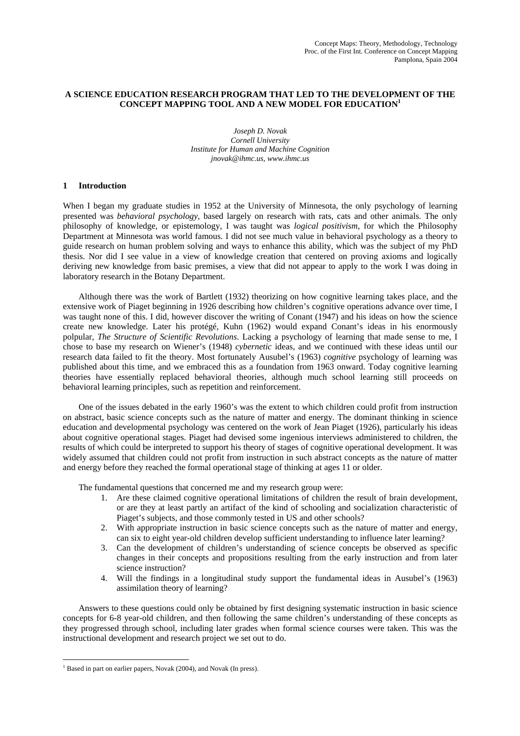# A SCIENCE EDUCATION RESEARCH PROGRAM THAT LED TO THE DEVELOPMENT OF THE CONCEPT MAPPING TOOL AND A NEW MODEL FOR EDUCATION[1]

*Joseph D. Novak*
*Cornell University*
*Institute for Human and Machine Cognition*
*jnovak@ihmc.us, www.ihmc.us*

## 1 Introduction

When I began my graduate studies in 1952 at the University of Minnesota, the only psychology of learning presented was *behavioral psychology*, based largely on research with rats, cats and other animals. The only philosophy of knowledge, or epistemology, I was taught was *logical positivism*, for which the Philosophy Department at Minnesota was world famous. I did not see much value in behavioral psychology as a theory to guide research on human problem solving and ways to enhance this ability, which was the subject of my PhD thesis. Nor did I see value in a view of knowledge creation that centered on proving axioms and logically deriving new knowledge from basic premises, a view that did not appear to apply to the work I was doing in laboratory research in the Botany Department.

Although there was the work of Bartlett (1932) theorizing on how cognitive learning takes place, and the extensive work of Piaget beginning in 1926 describing how children's cognitive operations advance over time, I was taught none of this. I did, however discover the writing of Conant (1947) and his ideas on how the science create new knowledge. Later his protégé, Kuhn (1962) would expand Conant's ideas in his enormously polpular, *The Structure of Scientific Revolutions*. Lacking a psychology of learning that made sense to me, I chose to base my research on Wiener's (1948) *cybernetic* ideas, and we continued with these ideas until our research data failed to fit the theory. Most fortunately Ausubel's (1963) *cognitive* psychology of learning was published about this time, and we embraced this as a foundation from 1963 onward. Today cognitive learning theories have essentially replaced behavioral theories, although much school learning still proceeds on behavioral learning principles, such as repetition and reinforcement.

One of the issues debated in the early 1960's was the extent to which children could profit from instruction on abstract, basic science concepts such as the nature of matter and energy. The dominant thinking in science education and developmental psychology was centered on the work of Jean Piaget (1926), particularly his ideas about cognitive operational stages. Piaget had devised some ingenious interviews administered to children, the results of which could be interpreted to support his theory of stages of cognitive operational development. It was widely assumed that children could not profit from instruction in such abstract concepts as the nature of matter and energy before they reached the formal operational stage of thinking at ages 11 or older.

The fundamental questions that concerned me and my research group were:

1. Are these claimed cognitive operational limitations of children the result of brain development, or are they at least partly an artifact of the kind of schooling and socialization characteristic of Piaget's subjects, and those commonly tested in US and other schools?
2. With appropriate instruction in basic science concepts such as the nature of matter and energy, can six to eight year-old children develop sufficient understanding to influence later learning?
3. Can the development of children's understanding of science concepts be observed as specific changes in their concepts and propositions resulting from the early instruction and from later science instruction?
4. Will the findings in a longitudinal study support the fundamental ideas in Ausubel's (1963) assimilation theory of learning?

Answers to these questions could only be obtained by first designing systematic instruction in basic science concepts for 6-8 year-old children, and then following the same children's understanding of these concepts as they progressed through school, including later grades when formal science courses were taken. This was the instructional development and research project we set out to do.

---

[1] Based in part on earlier papers, Novak (2004), and Novak (In press).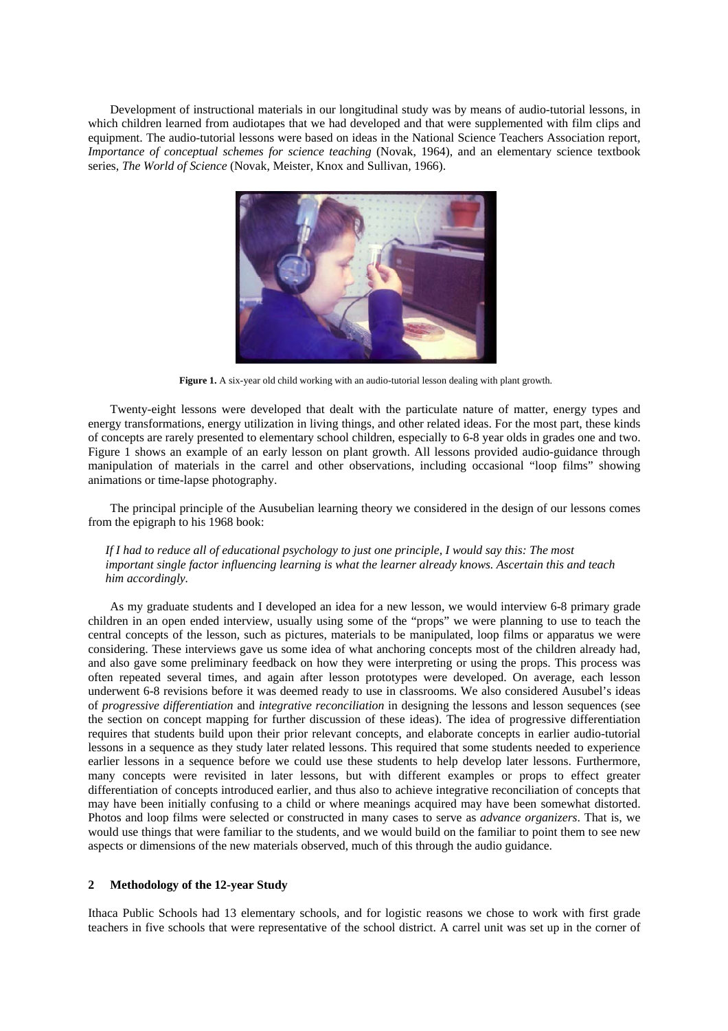Development of instructional materials in our longitudinal study was by means of audio-tutorial lessons, in which children learned from audiotapes that we had developed and that were supplemented with film clips and equipment. The audio-tutorial lessons were based on ideas in the National Science Teachers Association report, *Importance of conceptual schemes for science teaching* (Novak, 1964), and an elementary science textbook series, *The World of Science* (Novak, Meister, Knox and Sullivan, 1966).

**Figure 1.** A six-year old child working with an audio-tutorial lesson dealing with plant growth.

Twenty-eight lessons were developed that dealt with the particulate nature of matter, energy types and energy transformations, energy utilization in living things, and other related ideas. For the most part, these kinds of concepts are rarely presented to elementary school children, especially to 6-8 year olds in grades one and two. Figure 1 shows an example of an early lesson on plant growth. All lessons provided audio-guidance through manipulation of materials in the carrel and other observations, including occasional "loop films" showing animations or time-lapse photography.

The principal principle of the Ausubelian learning theory we considered in the design of our lessons comes from the epigraph to his 1968 book:

> *If I had to reduce all of educational psychology to just one principle, I would say this: The most important single factor influencing learning is what the learner already knows. Ascertain this and teach him accordingly.*

As my graduate students and I developed an idea for a new lesson, we would interview 6-8 primary grade children in an open ended interview, usually using some of the "props" we were planning to use to teach the central concepts of the lesson, such as pictures, materials to be manipulated, loop films or apparatus we were considering. These interviews gave us some idea of what anchoring concepts most of the children already had, and also gave some preliminary feedback on how they were interpreting or using the props. This process was often repeated several times, and again after lesson prototypes were developed. On average, each lesson underwent 6-8 revisions before it was deemed ready to use in classrooms. We also considered Ausubel's ideas of *progressive differentiation* and *integrative reconciliation* in designing the lessons and lesson sequences (see the section on concept mapping for further discussion of these ideas). The idea of progressive differentiation requires that students build upon their prior relevant concepts, and elaborate concepts in earlier audio-tutorial lessons in a sequence as they study later related lessons. This required that some students needed to experience earlier lessons in a sequence before we could use these students to help develop later lessons. Furthermore, many concepts were revisited in later lessons, but with different examples or props to effect greater differentiation of concepts introduced earlier, and thus also to achieve integrative reconciliation of concepts that may have been initially confusing to a child or where meanings acquired may have been somewhat distorted. Photos and loop films were selected or constructed in many cases to serve as *advance organizers*. That is, we would use things that were familiar to the students, and we would build on the familiar to point them to see new aspects or dimensions of the new materials observed, much of this through the audio guidance.

## 2 Methodology of the 12-year Study

Ithaca Public Schools had 13 elementary schools, and for logistic reasons we chose to work with first grade teachers in five schools that were representative of the school district. A carrel unit was set up in the corner of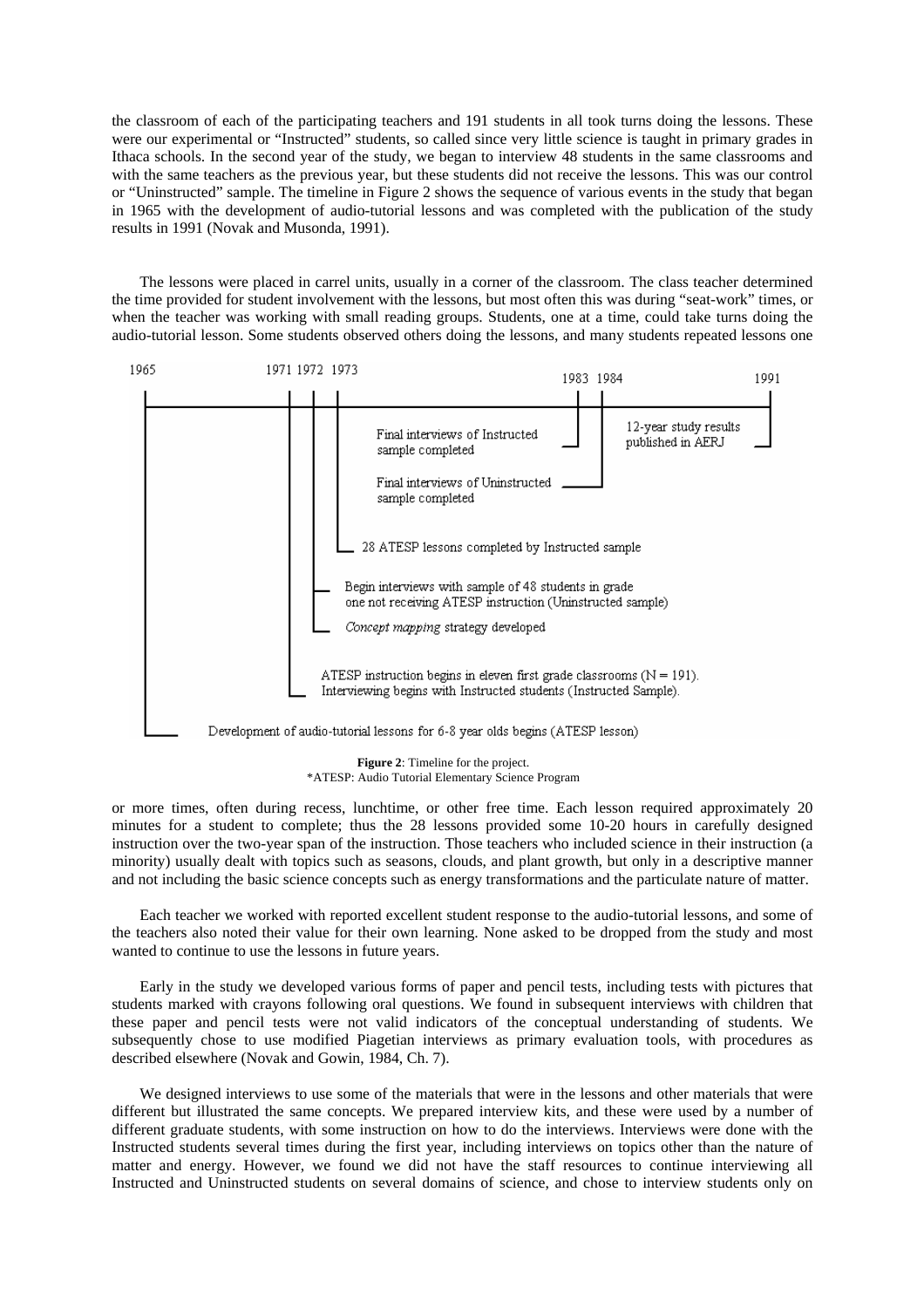the classroom of each of the participating teachers and 191 students in all took turns doing the lessons. These were our experimental or "Instructed" students, so called since very little science is taught in primary grades in Ithaca schools. In the second year of the study, we began to interview 48 students in the same classrooms and with the same teachers as the previous year, but these students did not receive the lessons. This was our control or "Uninstructed" sample. The timeline in Figure 2 shows the sequence of various events in the study that began in 1965 with the development of audio-tutorial lessons and was completed with the publication of the study results in 1991 (Novak and Musonda, 1991).

The lessons were placed in carrel units, usually in a corner of the classroom. The class teacher determined the time provided for student involvement with the lessons, but most often this was during "seat-work" times, or when the teacher was working with small reading groups. Students, one at a time, could take turns doing the audio-tutorial lesson. Some students observed others doing the lessons, and many students repeated lessons one or more times, often during recess, lunchtime, or other free time. Each lesson required approximately 20 minutes for a student to complete; thus the 28 lessons provided some 10-20 hours in carefully designed instruction over the two-year span of the instruction. Those teachers who included science in their instruction (a minority) usually dealt with topics such as seasons, clouds, and plant growth, but only in a descriptive manner and not including the basic science concepts such as energy transformations and the particulate nature of matter.

- 1965: Development of audio-tutorial lessons for 6-8 year olds begins (ATESP lesson)
- 1971: ATESP instruction begins in eleven first grade classrooms (N = 191). Interviewing begins with Instructed students (Instructed Sample).
- 1972: *Concept mapping* strategy developed. Begin interviews with sample of 48 students in grade one not receiving ATESP instruction (Uninstructed sample)
- 1973: 28 ATESP lessons completed by Instructed sample
- 1983: Final interviews of Instructed sample completed
- 1984: Final interviews of Uninstructed sample completed
- 1991: 12-year study results published in AERJ

**Figure 2**: Timeline for the project.
*ATESP: Audio Tutorial Elementary Science Program

Each teacher we worked with reported excellent student response to the audio-tutorial lessons, and some of the teachers also noted their value for their own learning. None asked to be dropped from the study and most wanted to continue to use the lessons in future years.

Early in the study we developed various forms of paper and pencil tests, including tests with pictures that students marked with crayons following oral questions. We found in subsequent interviews with children that these paper and pencil tests were not valid indicators of the conceptual understanding of students. We subsequently chose to use modified Piagetian interviews as primary evaluation tools, with procedures as described elsewhere (Novak and Gowin, 1984, Ch. 7).

We designed interviews to use some of the materials that were in the lessons and other materials that were different but illustrated the same concepts. We prepared interview kits, and these were used by a number of different graduate students, with some instruction on how to do the interviews. Interviews were done with the Instructed students several times during the first year, including interviews on topics other than the nature of matter and energy. However, we found we did not have the staff resources to continue interviewing all Instructed and Uninstructed students on several domains of science, and chose to interview students only on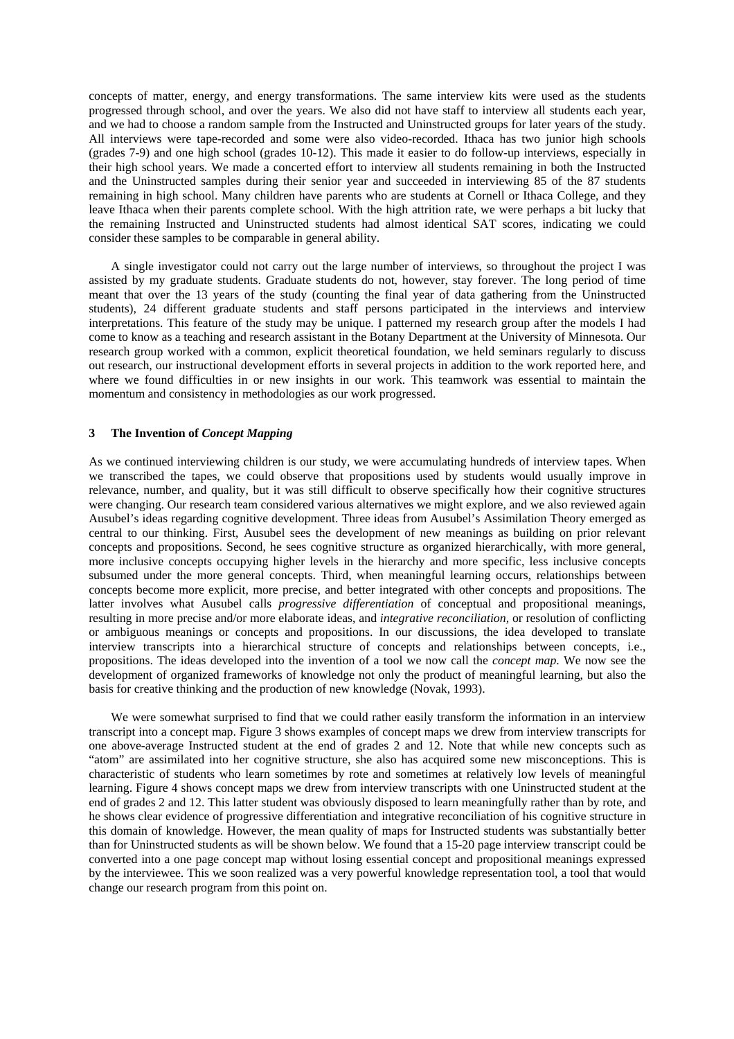concepts of matter, energy, and energy transformations. The same interview kits were used as the students progressed through school, and over the years. We also did not have staff to interview all students each year, and we had to choose a random sample from the Instructed and Uninstructed groups for later years of the study. All interviews were tape-recorded and some were also video-recorded. Ithaca has two junior high schools (grades 7-9) and one high school (grades 10-12). This made it easier to do follow-up interviews, especially in their high school years. We made a concerted effort to interview all students remaining in both the Instructed and the Uninstructed samples during their senior year and succeeded in interviewing 85 of the 87 students remaining in high school. Many children have parents who are students at Cornell or Ithaca College, and they leave Ithaca when their parents complete school. With the high attrition rate, we were perhaps a bit lucky that the remaining Instructed and Uninstructed students had almost identical SAT scores, indicating we could consider these samples to be comparable in general ability.

A single investigator could not carry out the large number of interviews, so throughout the project I was assisted by my graduate students. Graduate students do not, however, stay forever. The long period of time meant that over the 13 years of the study (counting the final year of data gathering from the Uninstructed students), 24 different graduate students and staff persons participated in the interviews and interview interpretations. This feature of the study may be unique. I patterned my research group after the models I had come to know as a teaching and research assistant in the Botany Department at the University of Minnesota. Our research group worked with a common, explicit theoretical foundation, we held seminars regularly to discuss out research, our instructional development efforts in several projects in addition to the work reported here, and where we found difficulties in or new insights in our work. This teamwork was essential to maintain the momentum and consistency in methodologies as our work progressed.

## 3 The Invention of *Concept Mapping*

As we continued interviewing children is our study, we were accumulating hundreds of interview tapes. When we transcribed the tapes, we could observe that propositions used by students would usually improve in relevance, number, and quality, but it was still difficult to observe specifically how their cognitive structures were changing. Our research team considered various alternatives we might explore, and we also reviewed again Ausubel's ideas regarding cognitive development. Three ideas from Ausubel's Assimilation Theory emerged as central to our thinking. First, Ausubel sees the development of new meanings as building on prior relevant concepts and propositions. Second, he sees cognitive structure as organized hierarchically, with more general, more inclusive concepts occupying higher levels in the hierarchy and more specific, less inclusive concepts subsumed under the more general concepts. Third, when meaningful learning occurs, relationships between concepts become more explicit, more precise, and better integrated with other concepts and propositions. The latter involves what Ausubel calls *progressive differentiation* of conceptual and propositional meanings, resulting in more precise and/or more elaborate ideas, and *integrative reconciliation*, or resolution of conflicting or ambiguous meanings or concepts and propositions. In our discussions, the idea developed to translate interview transcripts into a hierarchical structure of concepts and relationships between concepts, i.e., propositions. The ideas developed into the invention of a tool we now call the *concept map*. We now see the development of organized frameworks of knowledge not only the product of meaningful learning, but also the basis for creative thinking and the production of new knowledge (Novak, 1993).

We were somewhat surprised to find that we could rather easily transform the information in an interview transcript into a concept map. Figure 3 shows examples of concept maps we drew from interview transcripts for one above-average Instructed student at the end of grades 2 and 12. Note that while new concepts such as "atom" are assimilated into her cognitive structure, she also has acquired some new misconceptions. This is characteristic of students who learn sometimes by rote and sometimes at relatively low levels of meaningful learning. Figure 4 shows concept maps we drew from interview transcripts with one Uninstructed student at the end of grades 2 and 12. This latter student was obviously disposed to learn meaningfully rather than by rote, and he shows clear evidence of progressive differentiation and integrative reconciliation of his cognitive structure in this domain of knowledge. However, the mean quality of maps for Instructed students was substantially better than for Uninstructed students as will be shown below. We found that a 15-20 page interview transcript could be converted into a one page concept map without losing essential concept and propositional meanings expressed by the interviewee. This we soon realized was a very powerful knowledge representation tool, a tool that would change our research program from this point on.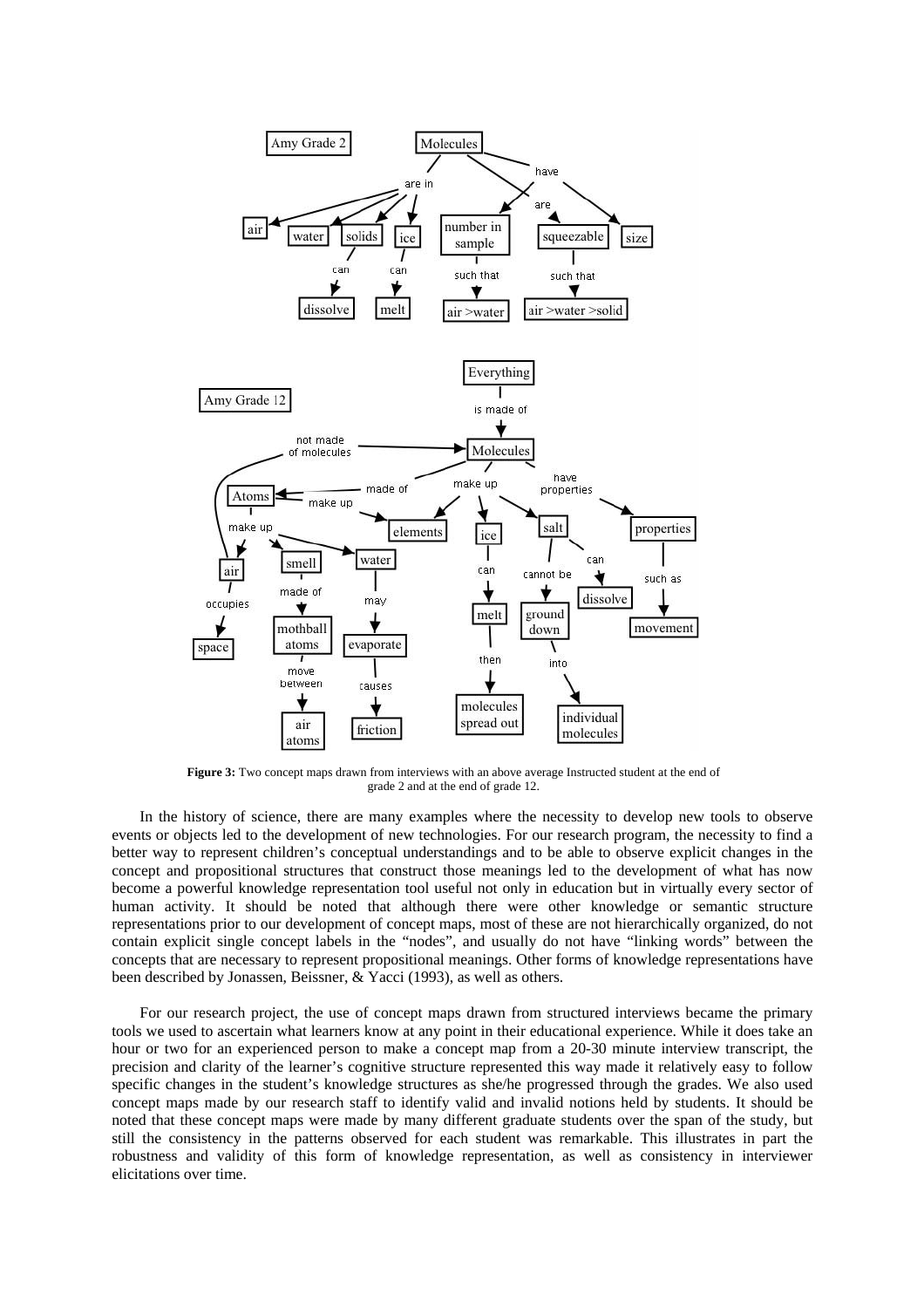**Figure 3:** Two concept maps drawn from interviews with an above average Instructed student at the end of grade 2 and at the end of grade 12.

In the history of science, there are many examples where the necessity to develop new tools to observe events or objects led to the development of new technologies. For our research program, the necessity to find a better way to represent children's conceptual understandings and to be able to observe explicit changes in the concept and propositional structures that construct those meanings led to the development of what has now become a powerful knowledge representation tool useful not only in education but in virtually every sector of human activity. It should be noted that although there were other knowledge or semantic structure representations prior to our development of concept maps, most of these are not hierarchically organized, do not contain explicit single concept labels in the "nodes", and usually do not have "linking words" between the concepts that are necessary to represent propositional meanings. Other forms of knowledge representations have been described by Jonassen, Beissner, & Yacci (1993), as well as others.

For our research project, the use of concept maps drawn from structured interviews became the primary tools we used to ascertain what learners know at any point in their educational experience. While it does take an hour or two for an experienced person to make a concept map from a 20-30 minute interview transcript, the precision and clarity of the learner's cognitive structure represented this way made it relatively easy to follow specific changes in the student's knowledge structures as she/he progressed through the grades. We also used concept maps made by our research staff to identify valid and invalid notions held by students. It should be noted that these concept maps were made by many different graduate students over the span of the study, but still the consistency in the patterns observed for each student was remarkable. This illustrates in part the robustness and validity of this form of knowledge representation, as well as consistency in interviewer elicitations over time.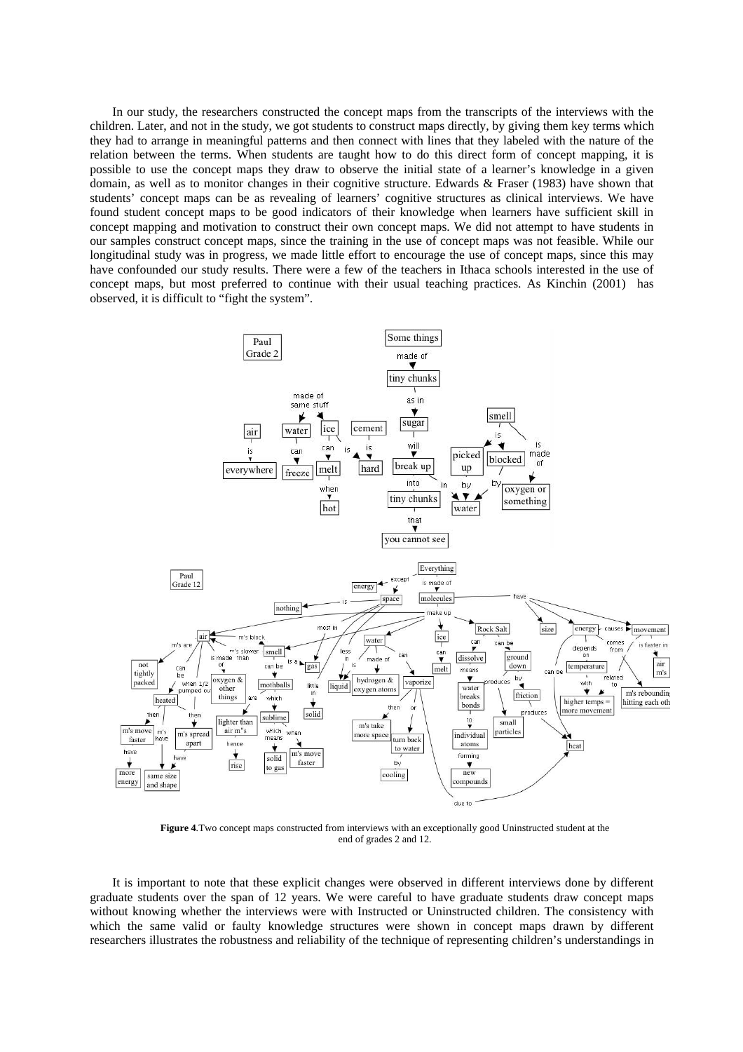In our study, the researchers constructed the concept maps from the transcripts of the interviews with the children. Later, and not in the study, we got students to construct maps directly, by giving them key terms which they had to arrange in meaningful patterns and then connect with lines that they labeled with the nature of the relation between the terms. When students are taught how to do this direct form of concept mapping, it is possible to use the concept maps they draw to observe the initial state of a learner's knowledge in a given domain, as well as to monitor changes in their cognitive structure. Edwards & Fraser (1983) have shown that students' concept maps can be as revealing of learners' cognitive structures as clinical interviews. We have found student concept maps to be good indicators of their knowledge when learners have sufficient skill in concept mapping and motivation to construct their own concept maps. We did not attempt to have students in our samples construct concept maps, since the training in the use of concept maps was not feasible. While our longitudinal study was in progress, we made little effort to encourage the use of concept maps, since this may have confounded our study results. There were a few of the teachers in Ithaca schools interested in the use of concept maps, but most preferred to continue with their usual teaching practices. As Kinchin (2001) has observed, it is difficult to "fight the system".

**Figure 4**.Two concept maps constructed from interviews with an exceptionally good Uninstructed student at the end of grades 2 and 12.

It is important to note that these explicit changes were observed in different interviews done by different graduate students over the span of 12 years. We were careful to have graduate students draw concept maps without knowing whether the interviews were with Instructed or Uninstructed children. The consistency with which the same valid or faulty knowledge structures were shown in concept maps drawn by different researchers illustrates the robustness and reliability of the technique of representing children's understandings in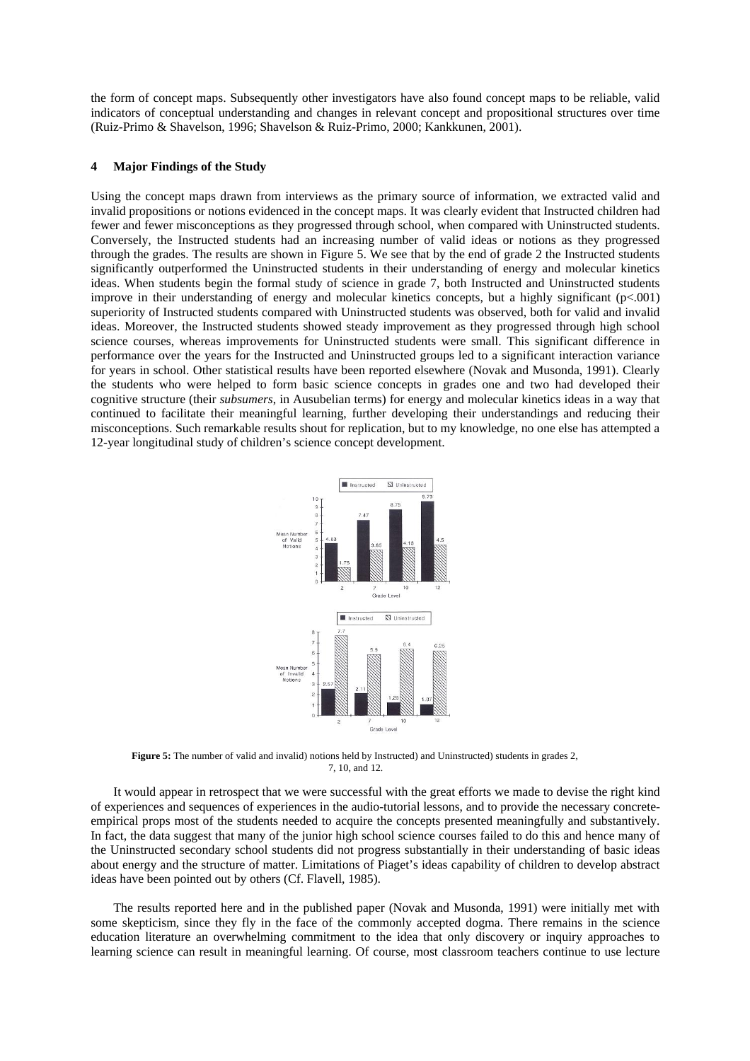the form of concept maps. Subsequently other investigators have also found concept maps to be reliable, valid indicators of conceptual understanding and changes in relevant concept and propositional structures over time (Ruiz-Primo & Shavelson, 1996; Shavelson & Ruiz-Primo, 2000; Kankkunen, 2001).

## 4 Major Findings of the Study

Using the concept maps drawn from interviews as the primary source of information, we extracted valid and invalid propositions or notions evidenced in the concept maps. It was clearly evident that Instructed children had fewer and fewer misconceptions as they progressed through school, when compared with Uninstructed students. Conversely, the Instructed students had an increasing number of valid ideas or notions as they progressed through the grades. The results are shown in Figure 5. We see that by the end of grade 2 the Instructed students significantly outperformed the Uninstructed students in their understanding of energy and molecular kinetics ideas. When students begin the formal study of science in grade 7, both Instructed and Uninstructed students improve in their understanding of energy and molecular kinetics concepts, but a highly significant ($p<.001$) superiority of Instructed students compared with Uninstructed students was observed, both for valid and invalid ideas. Moreover, the Instructed students showed steady improvement as they progressed through high school science courses, whereas improvements for Uninstructed students were small. This significant difference in performance over the years for the Instructed and Uninstructed groups led to a significant interaction variance for years in school. Other statistical results have been reported elsewhere (Novak and Musonda, 1991). Clearly the students who were helped to form basic science concepts in grades one and two had developed their cognitive structure (their *subsumers*, in Ausubelian terms) for energy and molecular kinetics ideas in a way that continued to facilitate their meaningful learning, further developing their understandings and reducing their misconceptions. Such remarkable results shout for replication, but to my knowledge, no one else has attempted a 12-year longitudinal study of children's science concept development.

| Grade Level | Mean Number of Valid Notions – Instructed | Mean Number of Valid Notions – Uninstructed |
|---|---|---|
| 2 | 4.63 | 1.75 |
| 7 | 7.47 | 3.85 |
| 10 | 8.75 | 4.13 |
| 12 | 9.73 | 4.5 |

| Grade Level | Mean Number of Invalid Notions – Instructed | Mean Number of Invalid Notions – Uninstructed |
|---|---|---|
| 2 | 2.57 | 7.7 |
| 7 | 2.11 | 5.9 |
| 10 | 1.25 | 6.4 |
| 12 | 1.07 | 6.25 |

**Figure 5:** The number of valid and invalid) notions held by Instructed) and Uninstructed) students in grades 2, 7, 10, and 12.

It would appear in retrospect that we were successful with the great efforts we made to devise the right kind of experiences and sequences of experiences in the audio-tutorial lessons, and to provide the necessary concrete-empirical props most of the students needed to acquire the concepts presented meaningfully and substantively. In fact, the data suggest that many of the junior high school science courses failed to do this and hence many of the Uninstructed secondary school students did not progress substantially in their understanding of basic ideas about energy and the structure of matter. Limitations of Piaget's ideas capability of children to develop abstract ideas have been pointed out by others (Cf. Flavell, 1985).

The results reported here and in the published paper (Novak and Musonda, 1991) were initially met with some skepticism, since they fly in the face of the commonly accepted dogma. There remains in the science education literature an overwhelming commitment to the idea that only discovery or inquiry approaches to learning science can result in meaningful learning. Of course, most classroom teachers continue to use lecture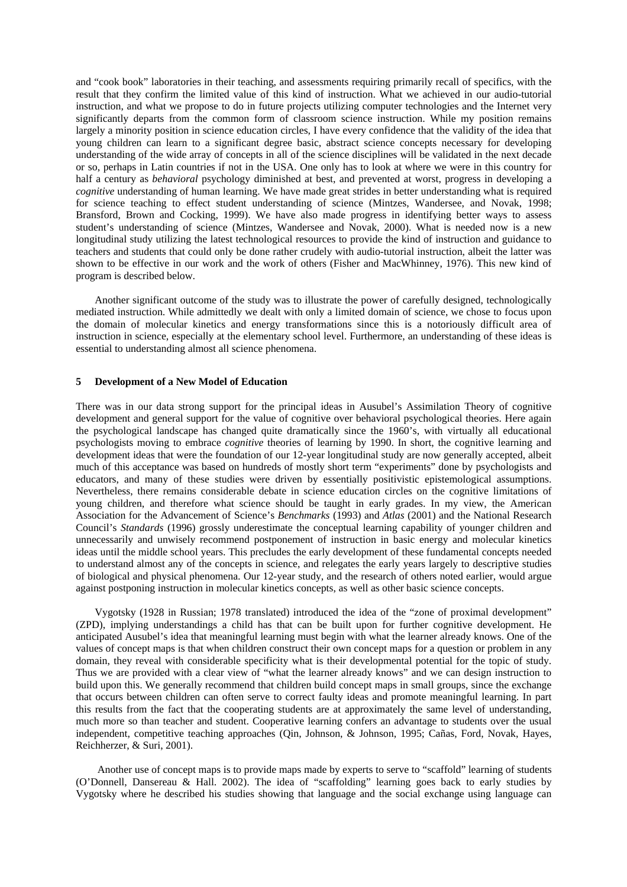and "cook book" laboratories in their teaching, and assessments requiring primarily recall of specifics, with the result that they confirm the limited value of this kind of instruction. What we achieved in our audio-tutorial instruction, and what we propose to do in future projects utilizing computer technologies and the Internet very significantly departs from the common form of classroom science instruction. While my position remains largely a minority position in science education circles, I have every confidence that the validity of the idea that young children can learn to a significant degree basic, abstract science concepts necessary for developing understanding of the wide array of concepts in all of the science disciplines will be validated in the next decade or so, perhaps in Latin countries if not in the USA. One only has to look at where we were in this country for half a century as *behavioral* psychology diminished at best, and prevented at worst, progress in developing a *cognitive* understanding of human learning. We have made great strides in better understanding what is required for science teaching to effect student understanding of science (Mintzes, Wandersee, and Novak, 1998; Bransford, Brown and Cocking, 1999). We have also made progress in identifying better ways to assess student's understanding of science (Mintzes, Wandersee and Novak, 2000). What is needed now is a new longitudinal study utilizing the latest technological resources to provide the kind of instruction and guidance to teachers and students that could only be done rather crudely with audio-tutorial instruction, albeit the latter was shown to be effective in our work and the work of others (Fisher and MacWhinney, 1976). This new kind of program is described below.

Another significant outcome of the study was to illustrate the power of carefully designed, technologically mediated instruction. While admittedly we dealt with only a limited domain of science, we chose to focus upon the domain of molecular kinetics and energy transformations since this is a notoriously difficult area of instruction in science, especially at the elementary school level. Furthermore, an understanding of these ideas is essential to understanding almost all science phenomena.

## 5 Development of a New Model of Education

There was in our data strong support for the principal ideas in Ausubel's Assimilation Theory of cognitive development and general support for the value of cognitive over behavioral psychological theories. Here again the psychological landscape has changed quite dramatically since the 1960's, with virtually all educational psychologists moving to embrace *cognitive* theories of learning by 1990. In short, the cognitive learning and development ideas that were the foundation of our 12-year longitudinal study are now generally accepted, albeit much of this acceptance was based on hundreds of mostly short term "experiments" done by psychologists and educators, and many of these studies were driven by essentially positivistic epistemological assumptions. Nevertheless, there remains considerable debate in science education circles on the cognitive limitations of young children, and therefore what science should be taught in early grades. In my view, the American Association for the Advancement of Science's *Benchmarks* (1993) and *Atlas* (2001) and the National Research Council's *Standards* (1996) grossly underestimate the conceptual learning capability of younger children and unnecessarily and unwisely recommend postponement of instruction in basic energy and molecular kinetics ideas until the middle school years. This precludes the early development of these fundamental concepts needed to understand almost any of the concepts in science, and relegates the early years largely to descriptive studies of biological and physical phenomena. Our 12-year study, and the research of others noted earlier, would argue against postponing instruction in molecular kinetics concepts, as well as other basic science concepts.

Vygotsky (1928 in Russian; 1978 translated) introduced the idea of the "zone of proximal development" (ZPD), implying understandings a child has that can be built upon for further cognitive development. He anticipated Ausubel's idea that meaningful learning must begin with what the learner already knows. One of the values of concept maps is that when children construct their own concept maps for a question or problem in any domain, they reveal with considerable specificity what is their developmental potential for the topic of study. Thus we are provided with a clear view of "what the learner already knows" and we can design instruction to build upon this. We generally recommend that children build concept maps in small groups, since the exchange that occurs between children can often serve to correct faulty ideas and promote meaningful learning. In part this results from the fact that the cooperating students are at approximately the same level of understanding, much more so than teacher and student. Cooperative learning confers an advantage to students over the usual independent, competitive teaching approaches (Qin, Johnson, & Johnson, 1995; Cañas, Ford, Novak, Hayes, Reichherzer, & Suri, 2001).

Another use of concept maps is to provide maps made by experts to serve to "scaffold" learning of students (O'Donnell, Dansereau & Hall. 2002). The idea of "scaffolding" learning goes back to early studies by Vygotsky where he described his studies showing that language and the social exchange using language can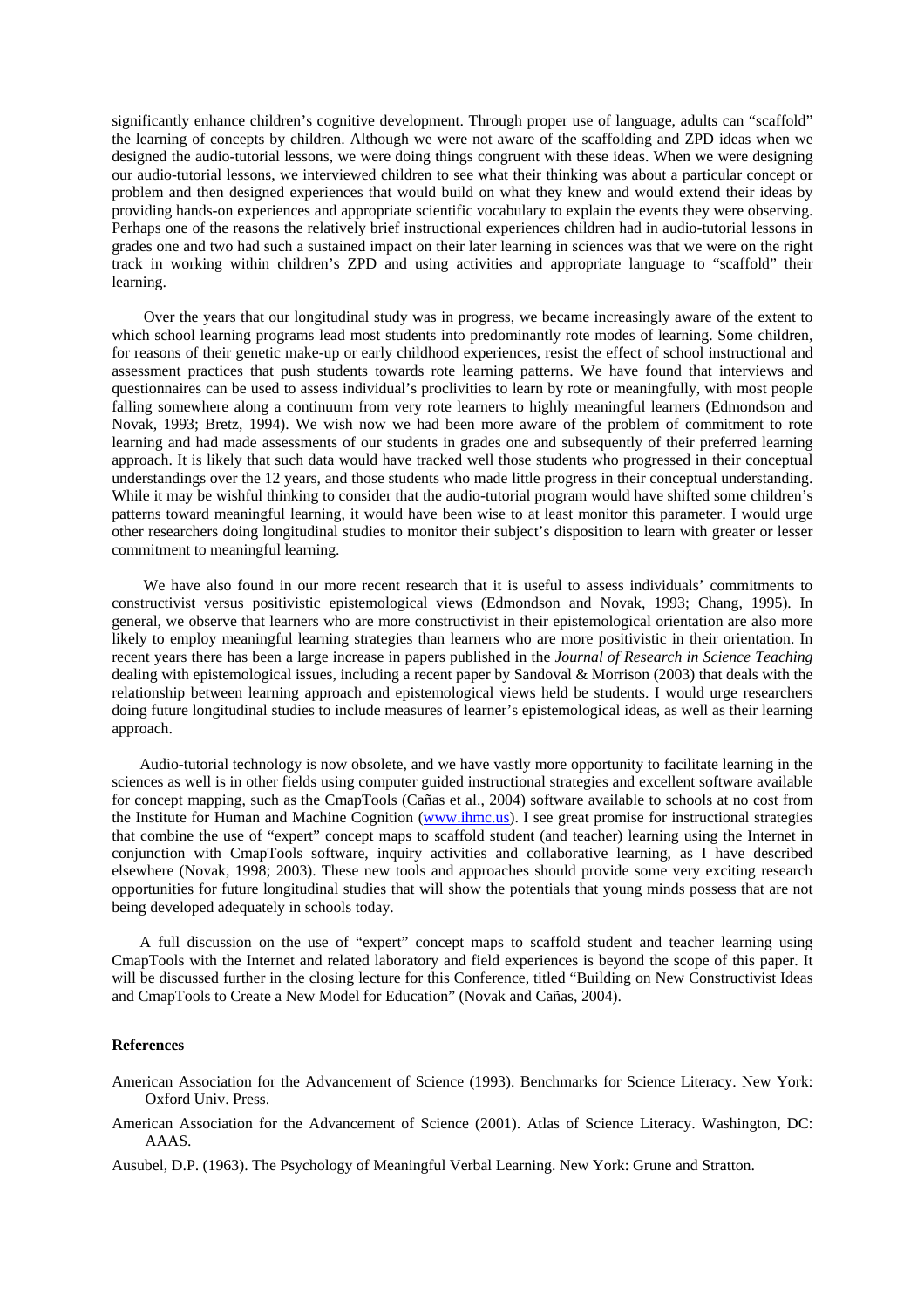significantly enhance children's cognitive development. Through proper use of language, adults can "scaffold" the learning of concepts by children. Although we were not aware of the scaffolding and ZPD ideas when we designed the audio-tutorial lessons, we were doing things congruent with these ideas. When we were designing our audio-tutorial lessons, we interviewed children to see what their thinking was about a particular concept or problem and then designed experiences that would build on what they knew and would extend their ideas by providing hands-on experiences and appropriate scientific vocabulary to explain the events they were observing. Perhaps one of the reasons the relatively brief instructional experiences children had in audio-tutorial lessons in grades one and two had such a sustained impact on their later learning in sciences was that we were on the right track in working within children's ZPD and using activities and appropriate language to "scaffold" their learning.

Over the years that our longitudinal study was in progress, we became increasingly aware of the extent to which school learning programs lead most students into predominantly rote modes of learning. Some children, for reasons of their genetic make-up or early childhood experiences, resist the effect of school instructional and assessment practices that push students towards rote learning patterns. We have found that interviews and questionnaires can be used to assess individual's proclivities to learn by rote or meaningfully, with most people falling somewhere along a continuum from very rote learners to highly meaningful learners (Edmondson and Novak, 1993; Bretz, 1994). We wish now we had been more aware of the problem of commitment to rote learning and had made assessments of our students in grades one and subsequently of their preferred learning approach. It is likely that such data would have tracked well those students who progressed in their conceptual understandings over the 12 years, and those students who made little progress in their conceptual understanding. While it may be wishful thinking to consider that the audio-tutorial program would have shifted some children's patterns toward meaningful learning, it would have been wise to at least monitor this parameter. I would urge other researchers doing longitudinal studies to monitor their subject's disposition to learn with greater or lesser commitment to meaningful learning.

We have also found in our more recent research that it is useful to assess individuals' commitments to constructivist versus positivistic epistemological views (Edmondson and Novak, 1993; Chang, 1995). In general, we observe that learners who are more constructivist in their epistemological orientation are also more likely to employ meaningful learning strategies than learners who are more positivistic in their orientation. In recent years there has been a large increase in papers published in the *Journal of Research in Science Teaching* dealing with epistemological issues, including a recent paper by Sandoval & Morrison (2003) that deals with the relationship between learning approach and epistemological views held be students. I would urge researchers doing future longitudinal studies to include measures of learner's epistemological ideas, as well as their learning approach.

Audio-tutorial technology is now obsolete, and we have vastly more opportunity to facilitate learning in the sciences as well is in other fields using computer guided instructional strategies and excellent software available for concept mapping, such as the CmapTools (Cañas et al., 2004) software available to schools at no cost from the Institute for Human and Machine Cognition (www.ihmc.us). I see great promise for instructional strategies that combine the use of "expert" concept maps to scaffold student (and teacher) learning using the Internet in conjunction with CmapTools software, inquiry activities and collaborative learning, as I have described elsewhere (Novak, 1998; 2003). These new tools and approaches should provide some very exciting research opportunities for future longitudinal studies that will show the potentials that young minds possess that are not being developed adequately in schools today.

A full discussion on the use of "expert" concept maps to scaffold student and teacher learning using CmapTools with the Internet and related laboratory and field experiences is beyond the scope of this paper. It will be discussed further in the closing lecture for this Conference, titled "Building on New Constructivist Ideas and CmapTools to Create a New Model for Education" (Novak and Cañas, 2004).

**References**

American Association for the Advancement of Science (1993). Benchmarks for Science Literacy. New York: Oxford Univ. Press.

American Association for the Advancement of Science (2001). Atlas of Science Literacy. Washington, DC: AAAS.

Ausubel, D.P. (1963). The Psychology of Meaningful Verbal Learning. New York: Grune and Stratton.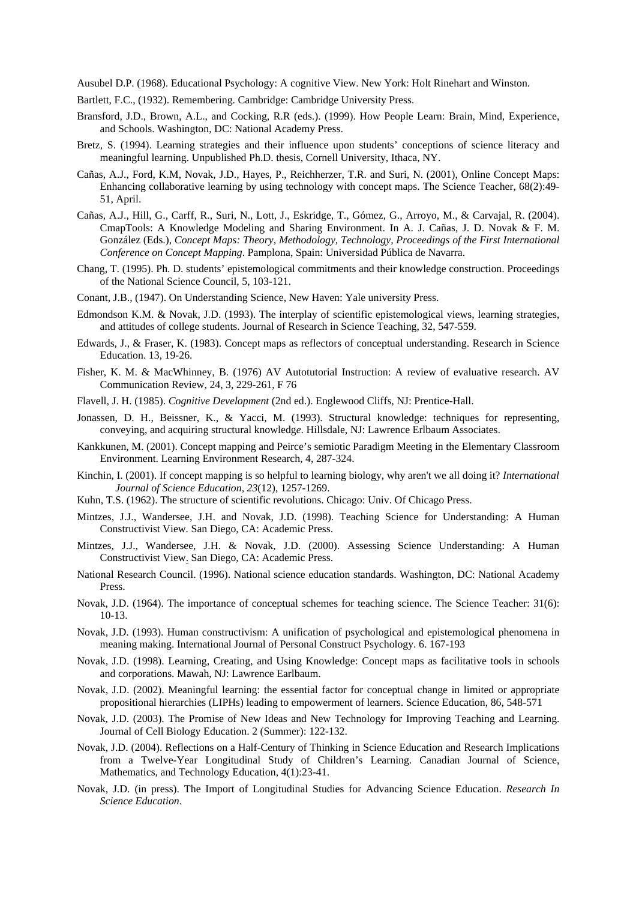Ausubel D.P. (1968). Educational Psychology: A cognitive View. New York: Holt Rinehart and Winston.

Bartlett, F.C., (1932). Remembering. Cambridge: Cambridge University Press.

Bransford, J.D., Brown, A.L., and Cocking, R.R (eds.). (1999). How People Learn: Brain, Mind, Experience, and Schools. Washington, DC: National Academy Press.

Bretz, S. (1994). Learning strategies and their influence upon students' conceptions of science literacy and meaningful learning. Unpublished Ph.D. thesis, Cornell University, Ithaca, NY.

Cañas, A.J., Ford, K.M, Novak, J.D., Hayes, P., Reichherzer, T.R. and Suri, N. (2001), Online Concept Maps: Enhancing collaborative learning by using technology with concept maps. The Science Teacher, 68(2):49-51, April.

Cañas, A.J., Hill, G., Carff, R., Suri, N., Lott, J., Eskridge, T., Gómez, G., Arroyo, M., & Carvajal, R. (2004). CmapTools: A Knowledge Modeling and Sharing Environment. In A. J. Cañas, J. D. Novak & F. M. González (Eds.), *Concept Maps: Theory, Methodology, Technology, Proceedings of the First International Conference on Concept Mapping*. Pamplona, Spain: Universidad Pública de Navarra.

Chang, T. (1995). Ph. D. students' epistemological commitments and their knowledge construction. Proceedings of the National Science Council, 5, 103-121.

Conant, J.B., (1947). On Understanding Science, New Haven: Yale university Press.

Edmondson K.M. & Novak, J.D. (1993). The interplay of scientific epistemological views, learning strategies, and attitudes of college students. Journal of Research in Science Teaching, 32, 547-559.

Edwards, J., & Fraser, K. (1983). Concept maps as reflectors of conceptual understanding. Research in Science Education. 13, 19-26.

Fisher, K. M. & MacWhinney, B. (1976) AV Autotutorial Instruction: A review of evaluative research. AV Communication Review, 24, 3, 229-261, F 76

Flavell, J. H. (1985). *Cognitive Development* (2nd ed.). Englewood Cliffs, NJ: Prentice-Hall.

Jonassen, D. H., Beissner, K., & Yacci, M. (1993). Structural knowledge: techniques for representing, conveying, and acquiring structural knowledge. Hillsdale, NJ: Lawrence Erlbaum Associates.

Kankkunen, M. (2001). Concept mapping and Peirce's semiotic Paradigm Meeting in the Elementary Classroom Environment. Learning Environment Research, 4, 287-324.

Kinchin, I. (2001). If concept mapping is so helpful to learning biology, why aren't we all doing it? *International Journal of Science Education, 23*(12), 1257-1269.

Kuhn, T.S. (1962). The structure of scientific revolutions. Chicago: Univ. Of Chicago Press.

Mintzes, J.J., Wandersee, J.H. and Novak, J.D. (1998). Teaching Science for Understanding: A Human Constructivist View. San Diego, CA: Academic Press.

Mintzes, J.J., Wandersee, J.H. & Novak, J.D. (2000). Assessing Science Understanding: A Human Constructivist View. San Diego, CA: Academic Press.

National Research Council. (1996). National science education standards. Washington, DC: National Academy Press.

Novak, J.D. (1964). The importance of conceptual schemes for teaching science. The Science Teacher: 31(6): 10-13.

Novak, J.D. (1993). Human constructivism: A unification of psychological and epistemological phenomena in meaning making. International Journal of Personal Construct Psychology. 6. 167-193

Novak, J.D. (1998). Learning, Creating, and Using Knowledge: Concept maps as facilitative tools in schools and corporations. Mawah, NJ: Lawrence Earlbaum.

Novak, J.D. (2002). Meaningful learning: the essential factor for conceptual change in limited or appropriate propositional hierarchies (LIPHs) leading to empowerment of learners. Science Education, 86, 548-571

Novak, J.D. (2003). The Promise of New Ideas and New Technology for Improving Teaching and Learning. Journal of Cell Biology Education. 2 (Summer): 122-132.

Novak, J.D. (2004). Reflections on a Half-Century of Thinking in Science Education and Research Implications from a Twelve-Year Longitudinal Study of Children's Learning. Canadian Journal of Science, Mathematics, and Technology Education, 4(1):23-41.

Novak, J.D. (in press). The Import of Longitudinal Studies for Advancing Science Education. *Research In Science Education*.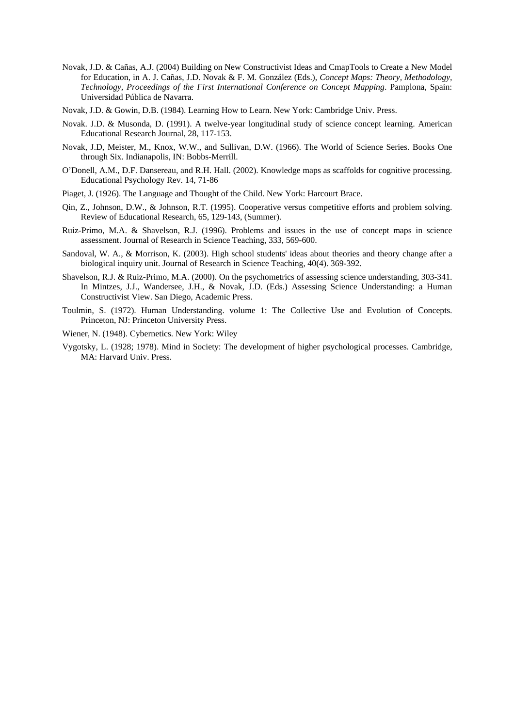Novak, J.D. & Cañas, A.J. (2004) Building on New Constructivist Ideas and CmapTools to Create a New Model for Education, in A. J. Cañas, J.D. Novak & F. M. González (Eds.), *Concept Maps: Theory, Methodology, Technology, Proceedings of the First International Conference on Concept Mapping*. Pamplona, Spain: Universidad Pública de Navarra.

Novak, J.D. & Gowin, D.B. (1984). Learning How to Learn. New York: Cambridge Univ. Press.

Novak. J.D. & Musonda, D. (1991). A twelve-year longitudinal study of science concept learning. American Educational Research Journal, 28, 117-153.

Novak, J.D, Meister, M., Knox, W.W., and Sullivan, D.W. (1966). The World of Science Series. Books One through Six. Indianapolis, IN: Bobbs-Merrill.

O'Donell, A.M., D.F. Dansereau, and R.H. Hall. (2002). Knowledge maps as scaffolds for cognitive processing. Educational Psychology Rev. 14, 71-86

Piaget, J. (1926). The Language and Thought of the Child. New York: Harcourt Brace.

Qin, Z., Johnson, D.W., & Johnson, R.T. (1995). Cooperative versus competitive efforts and problem solving. Review of Educational Research, 65, 129-143, (Summer).

Ruiz-Primo, M.A. & Shavelson, R.J. (1996). Problems and issues in the use of concept maps in science assessment. Journal of Research in Science Teaching, 333, 569-600.

Sandoval, W. A., & Morrison, K. (2003). High school students' ideas about theories and theory change after a biological inquiry unit. Journal of Research in Science Teaching, 40(4). 369-392.

Shavelson, R.J. & Ruiz-Primo, M.A. (2000). On the psychometrics of assessing science understanding, 303-341. In Mintzes, J.J., Wandersee, J.H., & Novak, J.D. (Eds.) Assessing Science Understanding: a Human Constructivist View. San Diego, Academic Press.

Toulmin, S. (1972). Human Understanding. volume 1: The Collective Use and Evolution of Concepts. Princeton, NJ: Princeton University Press.

Wiener, N. (1948). Cybernetics. New York: Wiley

Vygotsky, L. (1928; 1978). Mind in Society: The development of higher psychological processes. Cambridge, MA: Harvard Univ. Press.